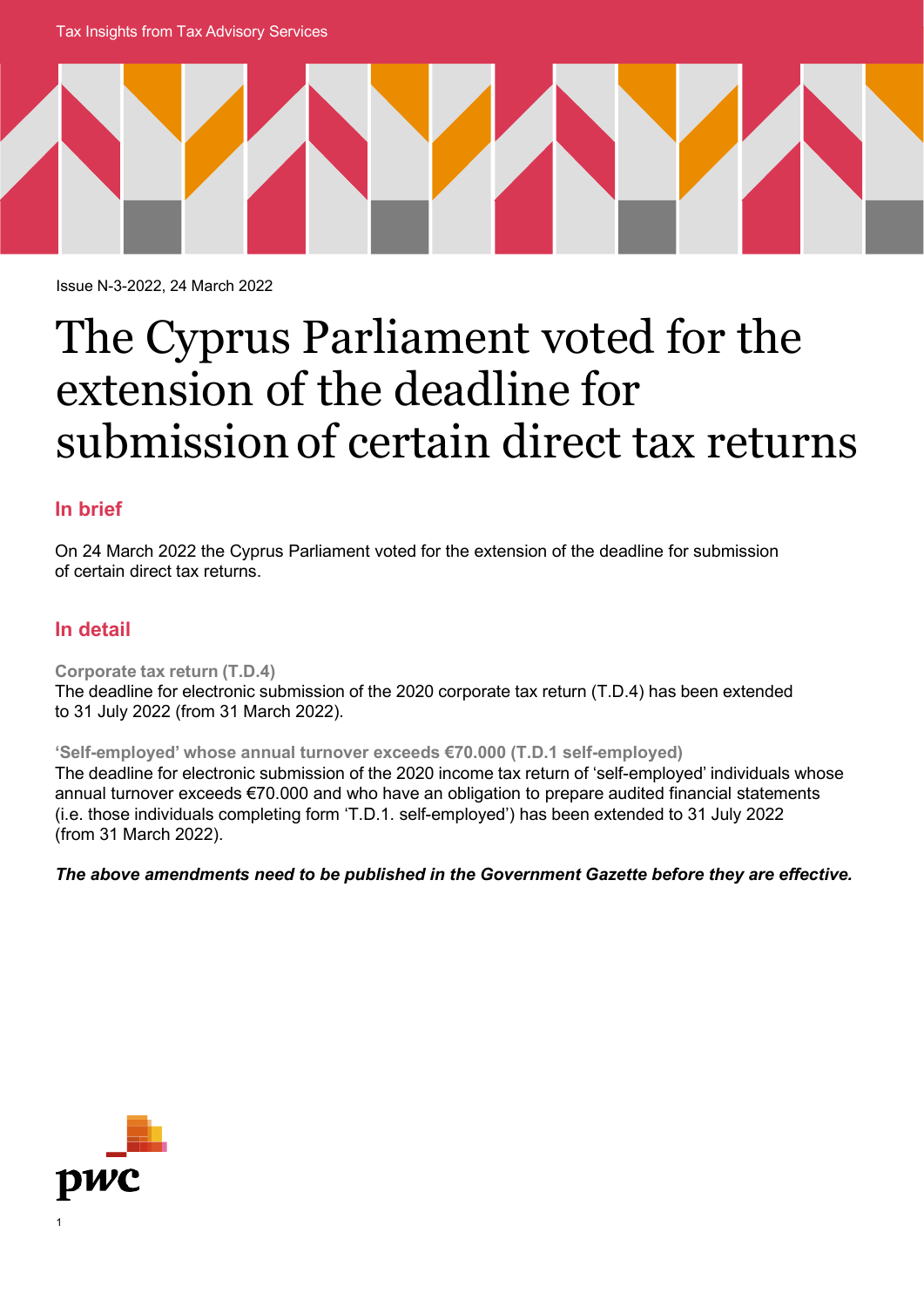Tax Insights from Tax Advisory Services

Issue N-3-2022, 24 March 2022

# The Cyprus Parliament voted for the extension of the deadline for submission of certain direct tax returns

## In brief

On 24 March 2022 the Cyprus Parliament voted for the extension of the deadline for submission of certain direct tax returns.

## In detail

### Corporate tax return (T.D.4)

The deadline for electronic submission of the 2020 corporate tax return (T.D.4) has been extended to 31 July 2022 (from 31 March 2022).

### 'Self-employed' whose annual turnover exceeds €70.000 (T.D.1 self-employed)

The deadline for electronic submission of the 2020 income tax return of 'self-employed' individuals whose annual turnover exceeds €70.000 and who have an obligation to prepare audited financial statements (i.e. those individuals completing form 'T.D.1. self-employed') has been extended to 31 July 2022 (from 31 March 2022).

***The above amendments need to be published in the Government Gazette before they are effective.***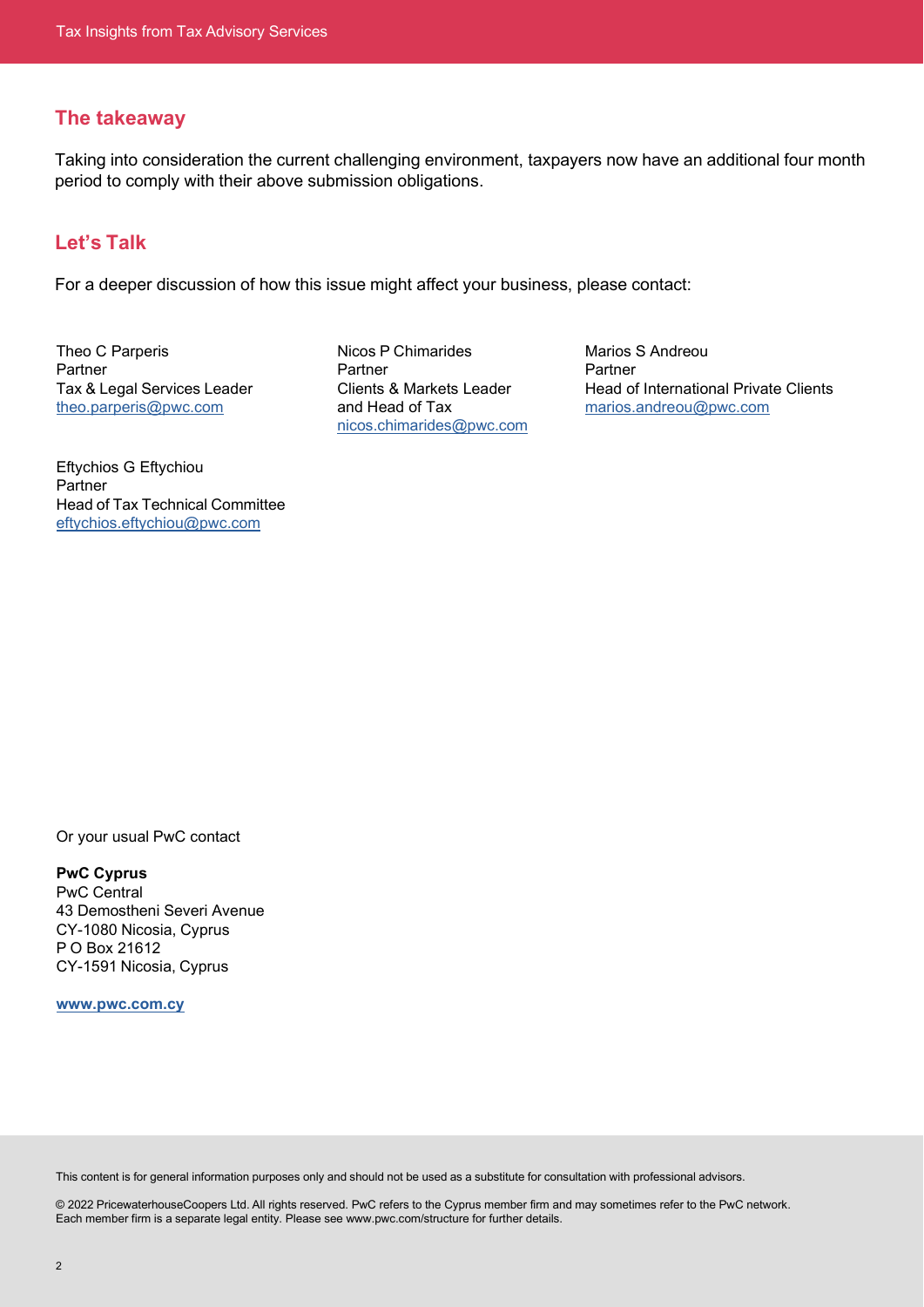## The takeaway

Taking into consideration the current challenging environment, taxpayers now have an additional four month period to comply with their above submission obligations.

## Let's Talk

For a deeper discussion of how this issue might affect your business, please contact:

Theo C Parperis
Partner
Tax & Legal Services Leader
theo.parperis@pwc.com

Nicos P Chimarides
Partner
Clients & Markets Leader
and Head of Tax
nicos.chimarides@pwc.com

Marios S Andreou
Partner
Head of International Private Clients
marios.andreou@pwc.com

Eftychios G Eftychiou
Partner
Head of Tax Technical Committee
eftychios.eftychiou@pwc.com

Or your usual PwC contact

**PwC Cyprus**
PwC Central
43 Demostheni Severi Avenue
CY-1080 Nicosia, Cyprus
P O Box 21612
CY-1591 Nicosia, Cyprus

**www.pwc.com.cy**

This content is for general information purposes only and should not be used as a substitute for consultation with professional advisors.

© 2022 PricewaterhouseCoopers Ltd. All rights reserved. PwC refers to the Cyprus member firm and may sometimes refer to the PwC network. Each member firm is a separate legal entity. Please see www.pwc.com/structure for further details.